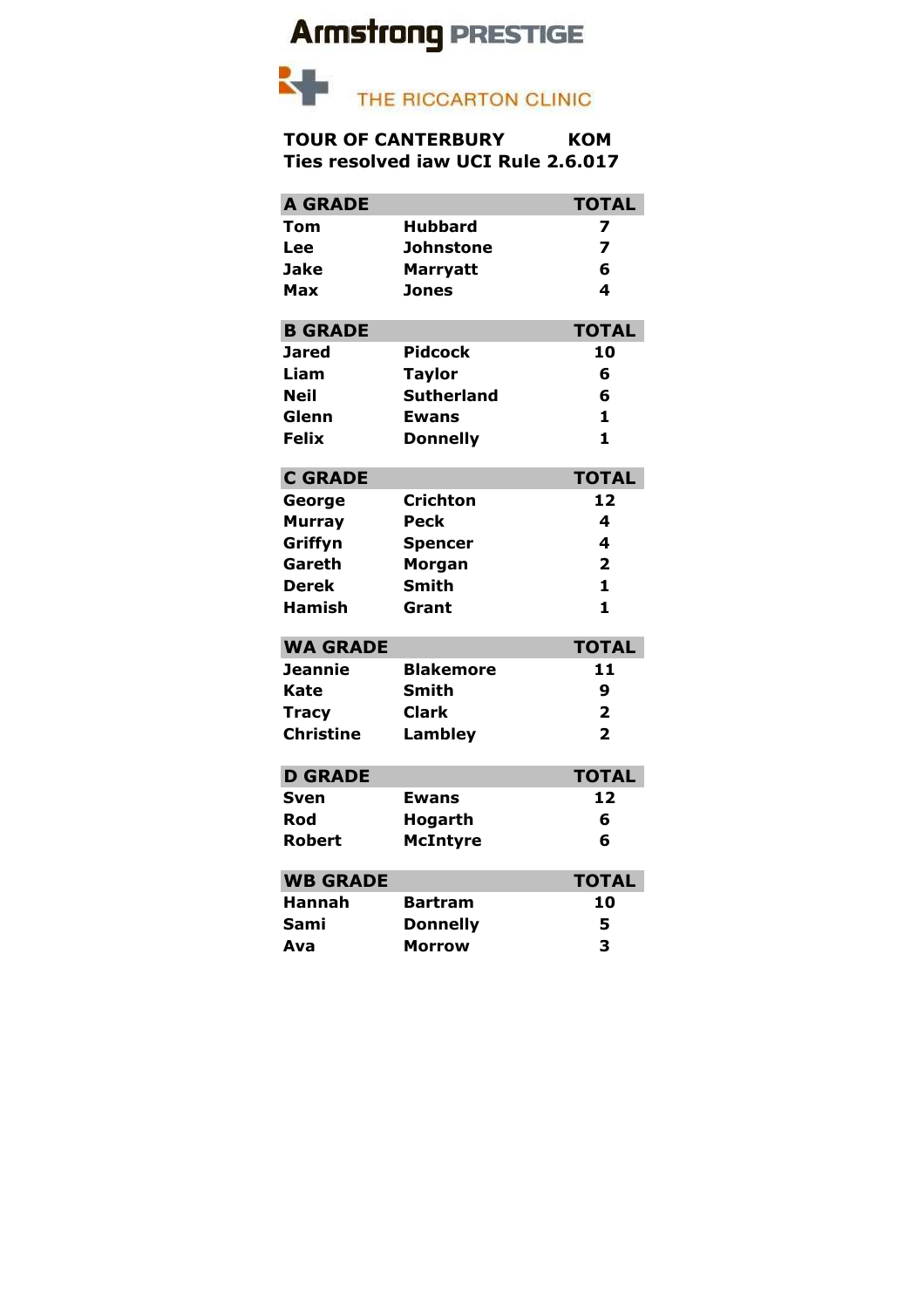# Armstrong PRESTIGE

## THE RICCARTON CLINIC

**TOUR OF CANTERBURY KOM**
**Ties resolved iaw UCI Rule 2.6.017**

| A GRADE | | TOTAL |
|---|---|---|
| Tom | Hubbard | 7 |
| Lee | Johnstone | 7 |
| Jake | Marryatt | 6 |
| Max | Jones | 4 |

| B GRADE | | TOTAL |
|---|---|---|
| Jared | Pidcock | 10 |
| Liam | Taylor | 6 |
| Neil | Sutherland | 6 |
| Glenn | Ewans | 1 |
| Felix | Donnelly | 1 |

| C GRADE | | TOTAL |
|---|---|---|
| George | Crichton | 12 |
| Murray | Peck | 4 |
| Griffyn | Spencer | 4 |
| Gareth | Morgan | 2 |
| Derek | Smith | 1 |
| Hamish | Grant | 1 |

| WA GRADE | | TOTAL |
|---|---|---|
| Jeannie | Blakemore | 11 |
| Kate | Smith | 9 |
| Tracy | Clark | 2 |
| Christine | Lambley | 2 |

| D GRADE | | TOTAL |
|---|---|---|
| Sven | Ewans | 12 |
| Rod | Hogarth | 6 |
| Robert | McIntyre | 6 |

| WB GRADE | | TOTAL |
|---|---|---|
| Hannah | Bartram | 10 |
| Sami | Donnelly | 5 |
| Ava | Morrow | 3 |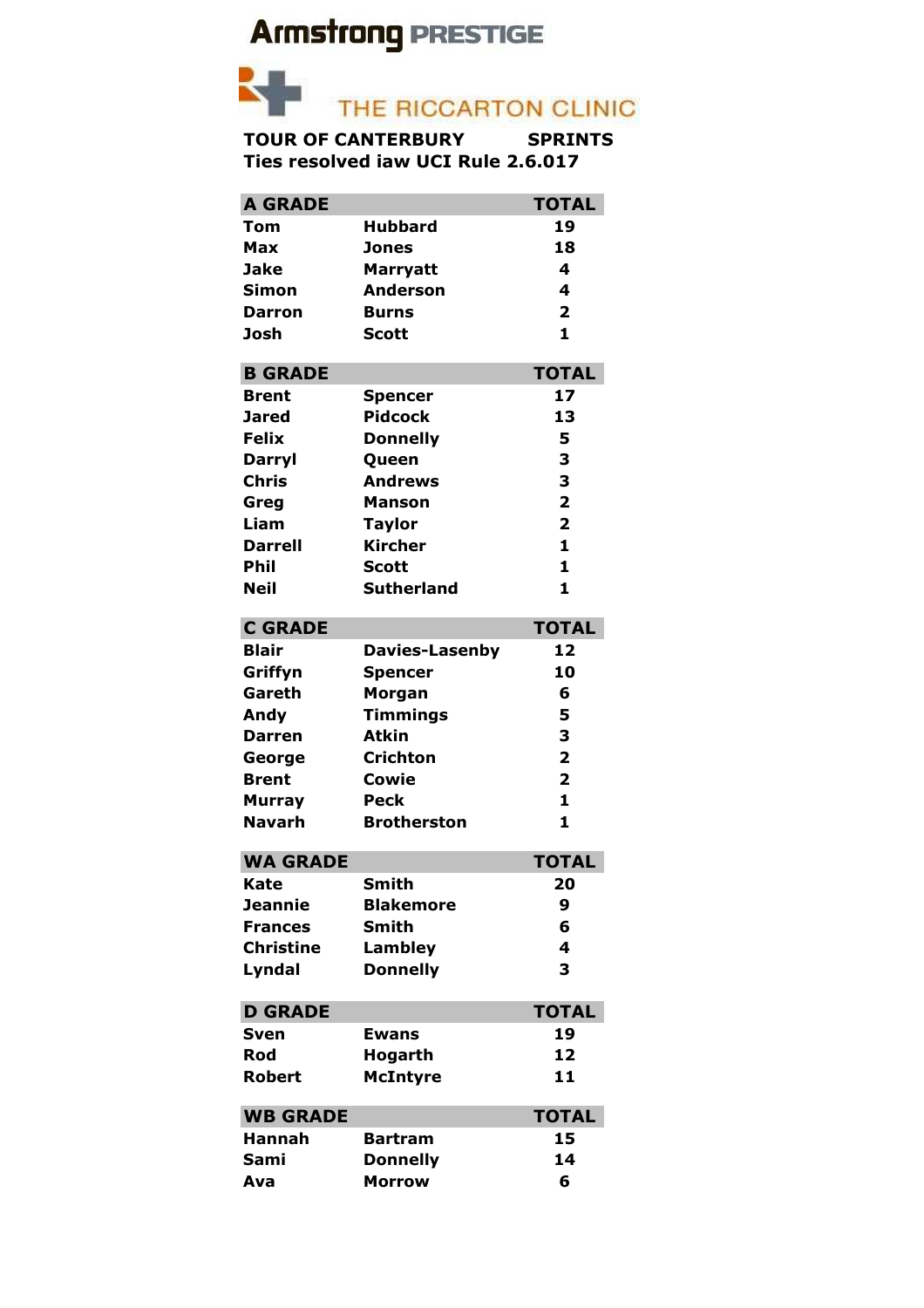**Armstrong PRESTIGE**

THE RICCARTON CLINIC

**TOUR OF CANTERBURY SPRINTS**
**Ties resolved iaw UCI Rule 2.6.017**

| A GRADE | | TOTAL |
|---|---|---|
| Tom | Hubbard | 19 |
| Max | Jones | 18 |
| Jake | Marryatt | 4 |
| Simon | Anderson | 4 |
| Darron | Burns | 2 |
| Josh | Scott | 1 |

| B GRADE | | TOTAL |
|---|---|---|
| Brent | Spencer | 17 |
| Jared | Pidcock | 13 |
| Felix | Donnelly | 5 |
| Darryl | Queen | 3 |
| Chris | Andrews | 3 |
| Greg | Manson | 2 |
| Liam | Taylor | 2 |
| Darrell | Kircher | 1 |
| Phil | Scott | 1 |
| Neil | Sutherland | 1 |

| C GRADE | | TOTAL |
|---|---|---|
| Blair | Davies-Lasenby | 12 |
| Griffyn | Spencer | 10 |
| Gareth | Morgan | 6 |
| Andy | Timmings | 5 |
| Darren | Atkin | 3 |
| George | Crichton | 2 |
| Brent | Cowie | 2 |
| Murray | Peck | 1 |
| Navarh | Brotherston | 1 |

| WA GRADE | | TOTAL |
|---|---|---|
| Kate | Smith | 20 |
| Jeannie | Blakemore | 9 |
| Frances | Smith | 6 |
| Christine | Lambley | 4 |
| Lyndal | Donnelly | 3 |

| D GRADE | | TOTAL |
|---|---|---|
| Sven | Ewans | 19 |
| Rod | Hogarth | 12 |
| Robert | McIntyre | 11 |

| WB GRADE | | TOTAL |
|---|---|---|
| Hannah | Bartram | 15 |
| Sami | Donnelly | 14 |
| Ava | Morrow | 6 |